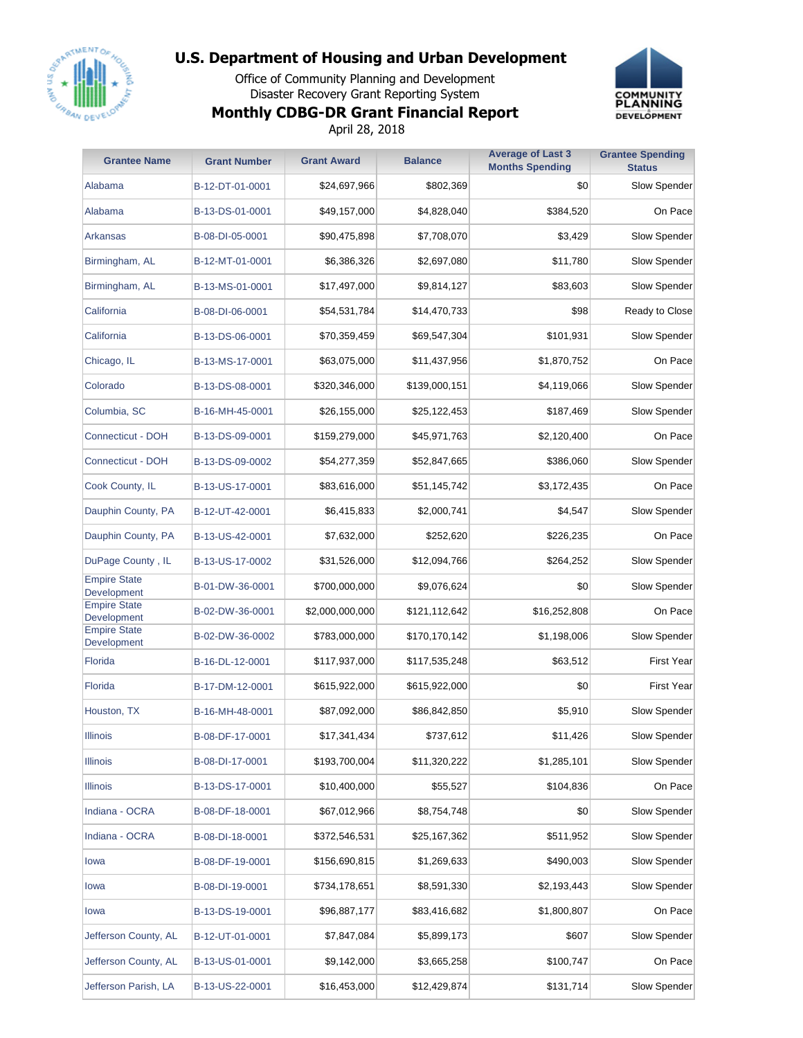# U.S. Department of Housing and Urban Development

Office of Community Planning and Development
Disaster Recovery Grant Reporting System

## Monthly CDBG-DR Grant Financial Report

April 28, 2018

| Grantee Name | Grant Number | Grant Award | Balance | Average of Last 3 Months Spending | Grantee Spending Status |
|---|---|---|---|---|---|
| Alabama | B-12-DT-01-0001 | $24,697,966 | $802,369 | $0 | Slow Spender |
| Alabama | B-13-DS-01-0001 | $49,157,000 | $4,828,040 | $384,520 | On Pace |
| Arkansas | B-08-DI-05-0001 | $90,475,898 | $7,708,070 | $3,429 | Slow Spender |
| Birmingham, AL | B-12-MT-01-0001 | $6,386,326 | $2,697,080 | $11,780 | Slow Spender |
| Birmingham, AL | B-13-MS-01-0001 | $17,497,000 | $9,814,127 | $83,603 | Slow Spender |
| California | B-08-DI-06-0001 | $54,531,784 | $14,470,733 | $98 | Ready to Close |
| California | B-13-DS-06-0001 | $70,359,459 | $69,547,304 | $101,931 | Slow Spender |
| Chicago, IL | B-13-MS-17-0001 | $63,075,000 | $11,437,956 | $1,870,752 | On Pace |
| Colorado | B-13-DS-08-0001 | $320,346,000 | $139,000,151 | $4,119,066 | Slow Spender |
| Columbia, SC | B-16-MH-45-0001 | $26,155,000 | $25,122,453 | $187,469 | Slow Spender |
| Connecticut - DOH | B-13-DS-09-0001 | $159,279,000 | $45,971,763 | $2,120,400 | On Pace |
| Connecticut - DOH | B-13-DS-09-0002 | $54,277,359 | $52,847,665 | $386,060 | Slow Spender |
| Cook County, IL | B-13-US-17-0001 | $83,616,000 | $51,145,742 | $3,172,435 | On Pace |
| Dauphin County, PA | B-12-UT-42-0001 | $6,415,833 | $2,000,741 | $4,547 | Slow Spender |
| Dauphin County, PA | B-13-US-42-0001 | $7,632,000 | $252,620 | $226,235 | On Pace |
| DuPage County , IL | B-13-US-17-0002 | $31,526,000 | $12,094,766 | $264,252 | Slow Spender |
| Empire State Development | B-01-DW-36-0001 | $700,000,000 | $9,076,624 | $0 | Slow Spender |
| Empire State Development | B-02-DW-36-0001 | $2,000,000,000 | $121,112,642 | $16,252,808 | On Pace |
| Empire State Development | B-02-DW-36-0002 | $783,000,000 | $170,170,142 | $1,198,006 | Slow Spender |
| Florida | B-16-DL-12-0001 | $117,937,000 | $117,535,248 | $63,512 | First Year |
| Florida | B-17-DM-12-0001 | $615,922,000 | $615,922,000 | $0 | First Year |
| Houston, TX | B-16-MH-48-0001 | $87,092,000 | $86,842,850 | $5,910 | Slow Spender |
| Illinois | B-08-DF-17-0001 | $17,341,434 | $737,612 | $11,426 | Slow Spender |
| Illinois | B-08-DI-17-0001 | $193,700,004 | $11,320,222 | $1,285,101 | Slow Spender |
| Illinois | B-13-DS-17-0001 | $10,400,000 | $55,527 | $104,836 | On Pace |
| Indiana - OCRA | B-08-DF-18-0001 | $67,012,966 | $8,754,748 | $0 | Slow Spender |
| Indiana - OCRA | B-08-DI-18-0001 | $372,546,531 | $25,167,362 | $511,952 | Slow Spender |
| Iowa | B-08-DF-19-0001 | $156,690,815 | $1,269,633 | $490,003 | Slow Spender |
| Iowa | B-08-DI-19-0001 | $734,178,651 | $8,591,330 | $2,193,443 | Slow Spender |
| Iowa | B-13-DS-19-0001 | $96,887,177 | $83,416,682 | $1,800,807 | On Pace |
| Jefferson County, AL | B-12-UT-01-0001 | $7,847,084 | $5,899,173 | $607 | Slow Spender |
| Jefferson County, AL | B-13-US-01-0001 | $9,142,000 | $3,665,258 | $100,747 | On Pace |
| Jefferson Parish, LA | B-13-US-22-0001 | $16,453,000 | $12,429,874 | $131,714 | Slow Spender |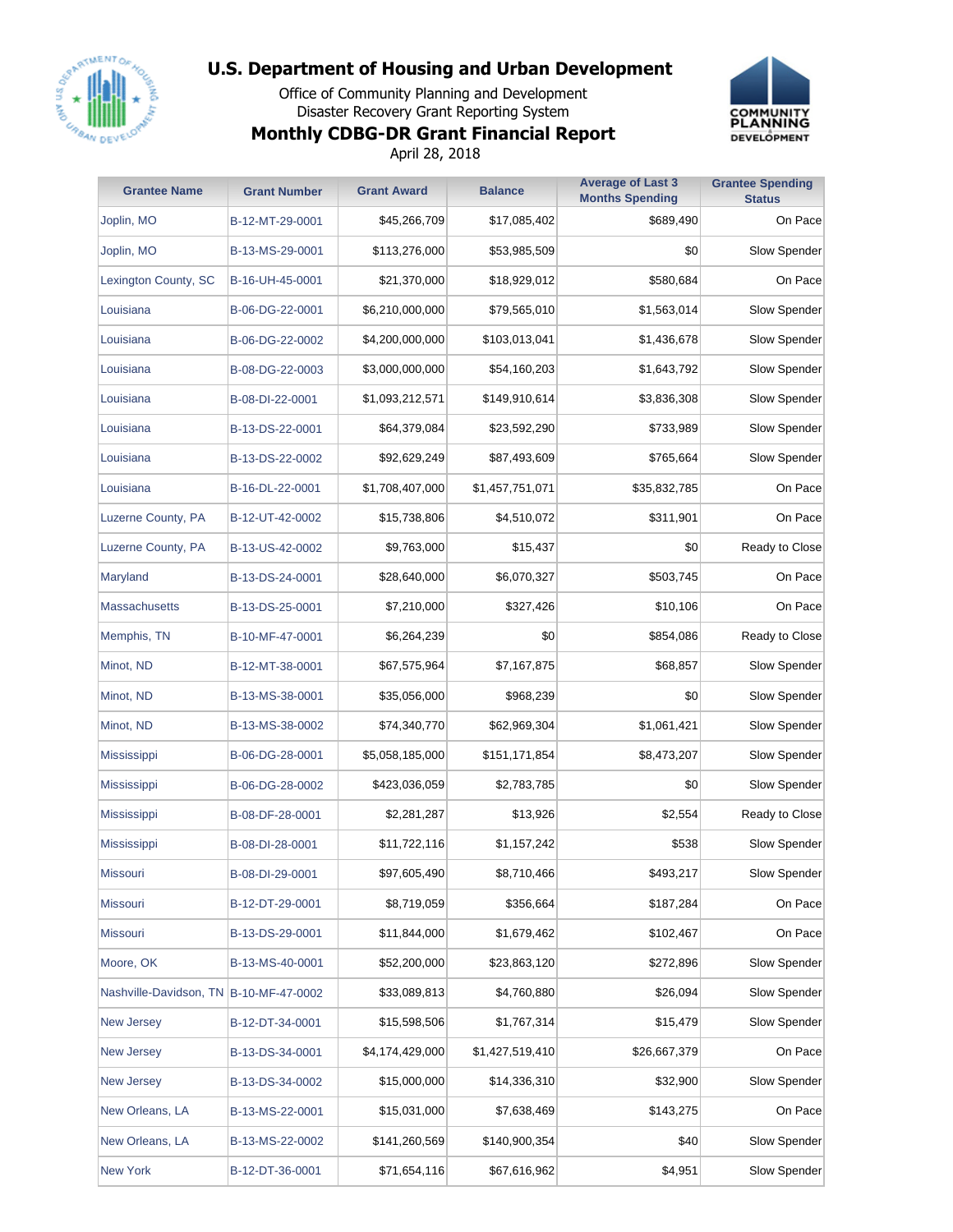# U.S. Department of Housing and Urban Development

Office of Community Planning and Development
Disaster Recovery Grant Reporting System

## Monthly CDBG-DR Grant Financial Report

April 28, 2018

| Grantee Name | Grant Number | Grant Award | Balance | Average of Last 3 Months Spending | Grantee Spending Status |
|---|---|---|---|---|---|
| Joplin, MO | B-12-MT-29-0001 | $45,266,709 | $17,085,402 | $689,490 | On Pace |
| Joplin, MO | B-13-MS-29-0001 | $113,276,000 | $53,985,509 | $0 | Slow Spender |
| Lexington County, SC | B-16-UH-45-0001 | $21,370,000 | $18,929,012 | $580,684 | On Pace |
| Louisiana | B-06-DG-22-0001 | $6,210,000,000 | $79,565,010 | $1,563,014 | Slow Spender |
| Louisiana | B-06-DG-22-0002 | $4,200,000,000 | $103,013,041 | $1,436,678 | Slow Spender |
| Louisiana | B-08-DG-22-0003 | $3,000,000,000 | $54,160,203 | $1,643,792 | Slow Spender |
| Louisiana | B-08-DI-22-0001 | $1,093,212,571 | $149,910,614 | $3,836,308 | Slow Spender |
| Louisiana | B-13-DS-22-0001 | $64,379,084 | $23,592,290 | $733,989 | Slow Spender |
| Louisiana | B-13-DS-22-0002 | $92,629,249 | $87,493,609 | $765,664 | Slow Spender |
| Louisiana | B-16-DL-22-0001 | $1,708,407,000 | $1,457,751,071 | $35,832,785 | On Pace |
| Luzerne County, PA | B-12-UT-42-0002 | $15,738,806 | $4,510,072 | $311,901 | On Pace |
| Luzerne County, PA | B-13-US-42-0002 | $9,763,000 | $15,437 | $0 | Ready to Close |
| Maryland | B-13-DS-24-0001 | $28,640,000 | $6,070,327 | $503,745 | On Pace |
| Massachusetts | B-13-DS-25-0001 | $7,210,000 | $327,426 | $10,106 | On Pace |
| Memphis, TN | B-10-MF-47-0001 | $6,264,239 | $0 | $854,086 | Ready to Close |
| Minot, ND | B-12-MT-38-0001 | $67,575,964 | $7,167,875 | $68,857 | Slow Spender |
| Minot, ND | B-13-MS-38-0001 | $35,056,000 | $968,239 | $0 | Slow Spender |
| Minot, ND | B-13-MS-38-0002 | $74,340,770 | $62,969,304 | $1,061,421 | Slow Spender |
| Mississippi | B-06-DG-28-0001 | $5,058,185,000 | $151,171,854 | $8,473,207 | Slow Spender |
| Mississippi | B-06-DG-28-0002 | $423,036,059 | $2,783,785 | $0 | Slow Spender |
| Mississippi | B-08-DF-28-0001 | $2,281,287 | $13,926 | $2,554 | Ready to Close |
| Mississippi | B-08-DI-28-0001 | $11,722,116 | $1,157,242 | $538 | Slow Spender |
| Missouri | B-08-DI-29-0001 | $97,605,490 | $8,710,466 | $493,217 | Slow Spender |
| Missouri | B-12-DT-29-0001 | $8,719,059 | $356,664 | $187,284 | On Pace |
| Missouri | B-13-DS-29-0001 | $11,844,000 | $1,679,462 | $102,467 | On Pace |
| Moore, OK | B-13-MS-40-0001 | $52,200,000 | $23,863,120 | $272,896 | Slow Spender |
| Nashville-Davidson, TN | B-10-MF-47-0002 | $33,089,813 | $4,760,880 | $26,094 | Slow Spender |
| New Jersey | B-12-DT-34-0001 | $15,598,506 | $1,767,314 | $15,479 | Slow Spender |
| New Jersey | B-13-DS-34-0001 | $4,174,429,000 | $1,427,519,410 | $26,667,379 | On Pace |
| New Jersey | B-13-DS-34-0002 | $15,000,000 | $14,336,310 | $32,900 | Slow Spender |
| New Orleans, LA | B-13-MS-22-0001 | $15,031,000 | $7,638,469 | $143,275 | On Pace |
| New Orleans, LA | B-13-MS-22-0002 | $141,260,569 | $140,900,354 | $40 | Slow Spender |
| New York | B-12-DT-36-0001 | $71,654,116 | $67,616,962 | $4,951 | Slow Spender |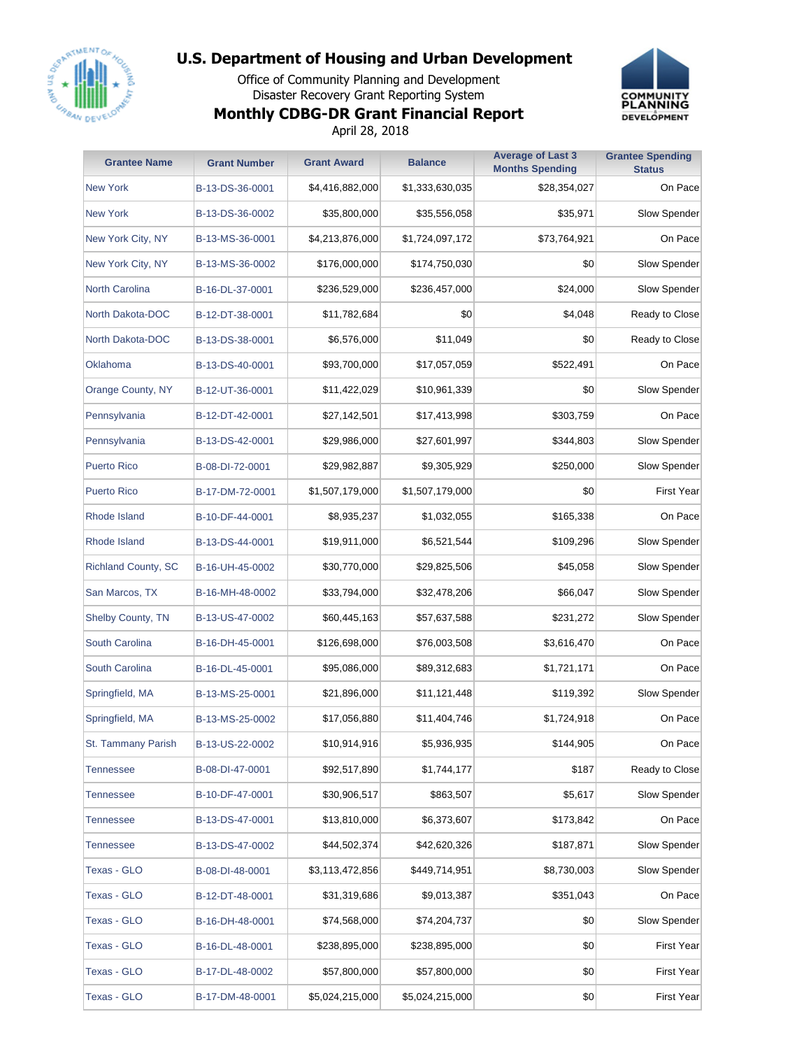# U.S. Department of Housing and Urban Development

Office of Community Planning and Development
Disaster Recovery Grant Reporting System

## Monthly CDBG-DR Grant Financial Report

April 28, 2018

| Grantee Name | Grant Number | Grant Award | Balance | Average of Last 3 Months Spending | Grantee Spending Status |
|---|---|---|---|---|---|
| New York | B-13-DS-36-0001 | $4,416,882,000 | $1,333,630,035 | $28,354,027 | On Pace |
| New York | B-13-DS-36-0002 | $35,800,000 | $35,556,058 | $35,971 | Slow Spender |
| New York City, NY | B-13-MS-36-0001 | $4,213,876,000 | $1,724,097,172 | $73,764,921 | On Pace |
| New York City, NY | B-13-MS-36-0002 | $176,000,000 | $174,750,030 | $0 | Slow Spender |
| North Carolina | B-16-DL-37-0001 | $236,529,000 | $236,457,000 | $24,000 | Slow Spender |
| North Dakota-DOC | B-12-DT-38-0001 | $11,782,684 | $0 | $4,048 | Ready to Close |
| North Dakota-DOC | B-13-DS-38-0001 | $6,576,000 | $11,049 | $0 | Ready to Close |
| Oklahoma | B-13-DS-40-0001 | $93,700,000 | $17,057,059 | $522,491 | On Pace |
| Orange County, NY | B-12-UT-36-0001 | $11,422,029 | $10,961,339 | $0 | Slow Spender |
| Pennsylvania | B-12-DT-42-0001 | $27,142,501 | $17,413,998 | $303,759 | On Pace |
| Pennsylvania | B-13-DS-42-0001 | $29,986,000 | $27,601,997 | $344,803 | Slow Spender |
| Puerto Rico | B-08-DI-72-0001 | $29,982,887 | $9,305,929 | $250,000 | Slow Spender |
| Puerto Rico | B-17-DM-72-0001 | $1,507,179,000 | $1,507,179,000 | $0 | First Year |
| Rhode Island | B-10-DF-44-0001 | $8,935,237 | $1,032,055 | $165,338 | On Pace |
| Rhode Island | B-13-DS-44-0001 | $19,911,000 | $6,521,544 | $109,296 | Slow Spender |
| Richland County, SC | B-16-UH-45-0002 | $30,770,000 | $29,825,506 | $45,058 | Slow Spender |
| San Marcos, TX | B-16-MH-48-0002 | $33,794,000 | $32,478,206 | $66,047 | Slow Spender |
| Shelby County, TN | B-13-US-47-0002 | $60,445,163 | $57,637,588 | $231,272 | Slow Spender |
| South Carolina | B-16-DH-45-0001 | $126,698,000 | $76,003,508 | $3,616,470 | On Pace |
| South Carolina | B-16-DL-45-0001 | $95,086,000 | $89,312,683 | $1,721,171 | On Pace |
| Springfield, MA | B-13-MS-25-0001 | $21,896,000 | $11,121,448 | $119,392 | Slow Spender |
| Springfield, MA | B-13-MS-25-0002 | $17,056,880 | $11,404,746 | $1,724,918 | On Pace |
| St. Tammany Parish | B-13-US-22-0002 | $10,914,916 | $5,936,935 | $144,905 | On Pace |
| Tennessee | B-08-DI-47-0001 | $92,517,890 | $1,744,177 | $187 | Ready to Close |
| Tennessee | B-10-DF-47-0001 | $30,906,517 | $863,507 | $5,617 | Slow Spender |
| Tennessee | B-13-DS-47-0001 | $13,810,000 | $6,373,607 | $173,842 | On Pace |
| Tennessee | B-13-DS-47-0002 | $44,502,374 | $42,620,326 | $187,871 | Slow Spender |
| Texas - GLO | B-08-DI-48-0001 | $3,113,472,856 | $449,714,951 | $8,730,003 | Slow Spender |
| Texas - GLO | B-12-DT-48-0001 | $31,319,686 | $9,013,387 | $351,043 | On Pace |
| Texas - GLO | B-16-DH-48-0001 | $74,568,000 | $74,204,737 | $0 | Slow Spender |
| Texas - GLO | B-16-DL-48-0001 | $238,895,000 | $238,895,000 | $0 | First Year |
| Texas - GLO | B-17-DL-48-0002 | $57,800,000 | $57,800,000 | $0 | First Year |
| Texas - GLO | B-17-DM-48-0001 | $5,024,215,000 | $5,024,215,000 | $0 | First Year |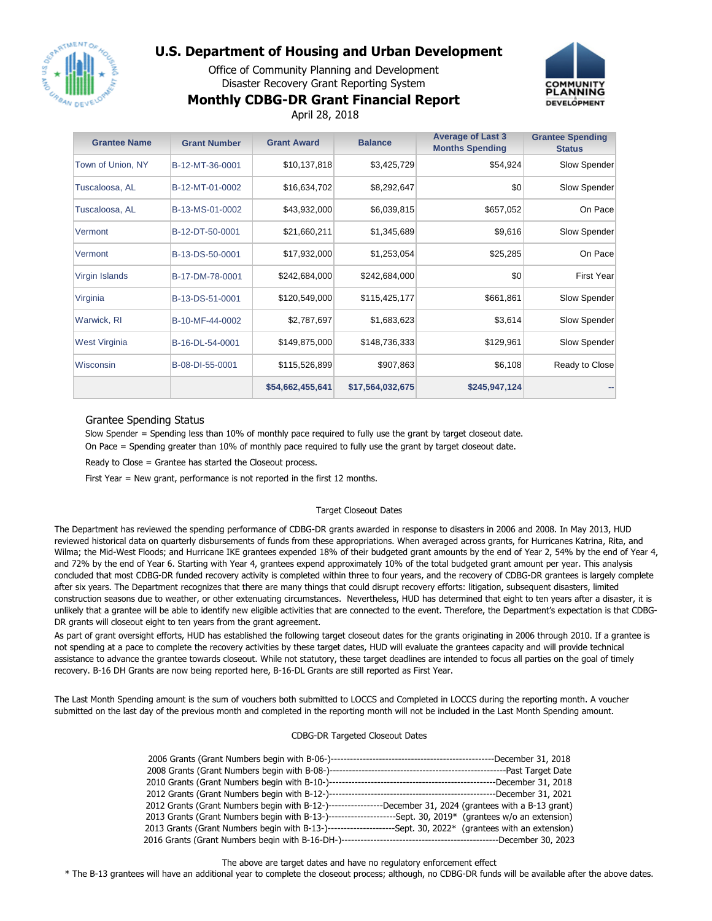# U.S. Department of Housing and Urban Development

Office of Community Planning and Development
Disaster Recovery Grant Reporting System

## Monthly CDBG-DR Grant Financial Report

April 28, 2018

| Grantee Name | Grant Number | Grant Award | Balance | Average of Last 3 Months Spending | Grantee Spending Status |
|---|---|---|---|---|---|
| Town of Union, NY | B-12-MT-36-0001 | $10,137,818 | $3,425,729 | $54,924 | Slow Spender |
| Tuscaloosa, AL | B-12-MT-01-0002 | $16,634,702 | $8,292,647 | $0 | Slow Spender |
| Tuscaloosa, AL | B-13-MS-01-0002 | $43,932,000 | $6,039,815 | $657,052 | On Pace |
| Vermont | B-12-DT-50-0001 | $21,660,211 | $1,345,689 | $9,616 | Slow Spender |
| Vermont | B-13-DS-50-0001 | $17,932,000 | $1,253,054 | $25,285 | On Pace |
| Virgin Islands | B-17-DM-78-0001 | $242,684,000 | $242,684,000 | $0 | First Year |
| Virginia | B-13-DS-51-0001 | $120,549,000 | $115,425,177 | $661,861 | Slow Spender |
| Warwick, RI | B-10-MF-44-0002 | $2,787,697 | $1,683,623 | $3,614 | Slow Spender |
| West Virginia | B-16-DL-54-0001 | $149,875,000 | $148,736,333 | $129,961 | Slow Spender |
| Wisconsin | B-08-DI-55-0001 | $115,526,899 | $907,863 | $6,108 | Ready to Close |
| | | $54,662,455,641 | $17,564,032,675 | $245,947,124 | -- |

### Grantee Spending Status

Slow Spender = Spending less than 10% of monthly pace required to fully use the grant by target closeout date.

On Pace = Spending greater than 10% of monthly pace required to fully use the grant by target closeout date.

Ready to Close = Grantee has started the Closeout process.

First Year = New grant, performance is not reported in the first 12 months.

### Target Closeout Dates

The Department has reviewed the spending performance of CDBG-DR grants awarded in response to disasters in 2006 and 2008. In May 2013, HUD reviewed historical data on quarterly disbursements of funds from these appropriations. When averaged across grants, for Hurricanes Katrina, Rita, and Wilma; the Mid-West Floods; and Hurricane IKE grantees expended 18% of their budgeted grant amounts by the end of Year 2, 54% by the end of Year 4, and 72% by the end of Year 6. Starting with Year 4, grantees expend approximately 10% of the total budgeted grant amount per year. This analysis concluded that most CDBG-DR funded recovery activity is completed within three to four years, and the recovery of CDBG-DR grantees is largely complete after six years. The Department recognizes that there are many things that could disrupt recovery efforts: litigation, subsequent disasters, limited construction seasons due to weather, or other extenuating circumstances. Nevertheless, HUD has determined that eight to ten years after a disaster, it is unlikely that a grantee will be able to identify new eligible activities that are connected to the event. Therefore, the Department's expectation is that CDBG-DR grants will closeout eight to ten years from the grant agreement.

As part of grant oversight efforts, HUD has established the following target closeout dates for the grants originating in 2006 through 2010. If a grantee is not spending at a pace to complete the recovery activities by these target dates, HUD will evaluate the grantees capacity and will provide technical assistance to advance the grantee towards closeout. While not statutory, these target deadlines are intended to focus all parties on the goal of timely recovery. B-16 DH Grants are now being reported here, B-16-DL Grants are still reported as First Year.

The Last Month Spending amount is the sum of vouchers both submitted to LOCCS and Completed in LOCCS during the reporting month. A voucher submitted on the last day of the previous month and completed in the reporting month will not be included in the Last Month Spending amount.

### CDBG-DR Targeted Closeout Dates

2006 Grants (Grant Numbers begin with B-06-)----------------------------------------------------December 31, 2018
2008 Grants (Grant Numbers begin with B-08-)-------------------------------------------------------Past Target Date
2010 Grants (Grant Numbers begin with B-10-)----------------------------------------------------December 31, 2018
2012 Grants (Grant Numbers begin with B-12-)----------------------------------------------------December 31, 2021
2012 Grants (Grant Numbers begin with B-12-)-----------------December 31, 2024 (grantees with a B-13 grant)
2013 Grants (Grant Numbers begin with B-13-)---------------------Sept. 30, 2019* (grantees w/o an extension)
2013 Grants (Grant Numbers begin with B-13-)---------------------Sept. 30, 2022* (grantees with an extension)
2016 Grants (Grant Numbers begin with B-16-DH-)-------------------------------------------------December 30, 2023

The above are target dates and have no regulatory enforcement effect

\* The B-13 grantees will have an additional year to complete the closeout process; although, no CDBG-DR funds will be available after the above dates.